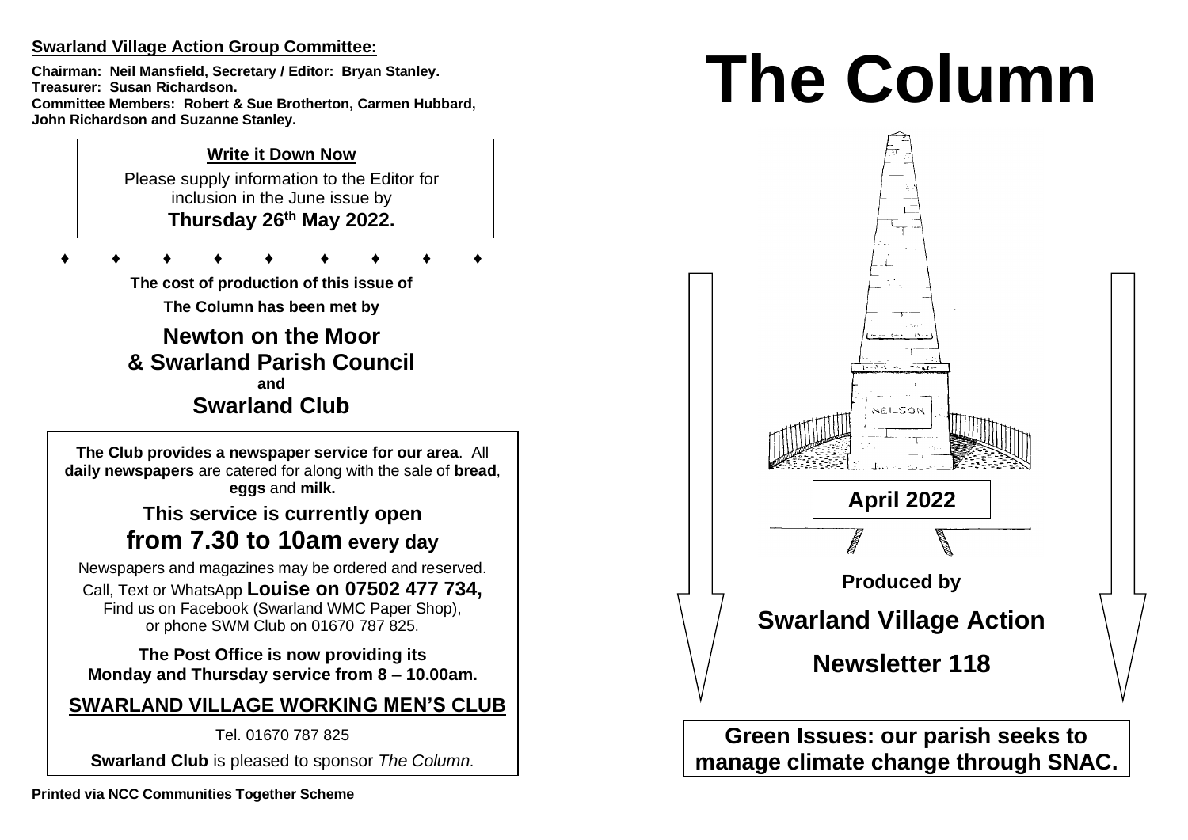**Swarland Village Action Group Committee:**

**Chairman: Neil Mansfield, Secretary / Editor: Bryan Stanley.**
**Treasurer: Susan Richardson.**
**Committee Members: Robert & Sue Brotherton, Carmen Hubbard, John Richardson and Suzanne Stanley.**

**Write it Down Now**

Please supply information to the Editor for inclusion in the June issue by
**Thursday 26th May 2022.**

♦ ♦ ♦ ♦ ♦ ♦ ♦ ♦ ♦

**The cost of production of this issue of The Column has been met by**

**Newton on the Moor & Swarland Parish Council**
**and**
**Swarland Club**

**The Club provides a newspaper service for our area**. All **daily newspapers** are catered for along with the sale of **bread**, **eggs** and **milk.**

**This service is currently open from 7.30 to 10am every day**

Newspapers and magazines may be ordered and reserved.
Call, Text or WhatsApp **Louise on 07502 477 734,**
Find us on Facebook (Swarland WMC Paper Shop),
or phone SWM Club on 01670 787 825.

**The Post Office is now providing its Monday and Thursday service from 8 – 10.00am.**

**SWARLAND VILLAGE WORKING MEN'S CLUB**

Tel. 01670 787 825

**Swarland Club** is pleased to sponsor *The Column.*

**Printed via NCC Communities Together Scheme**

# The Column

NELSON

**April 2022**

**Produced by**

**Swarland Village Action**

**Newsletter 118**

**Green Issues: our parish seeks to manage climate change through SNAC.**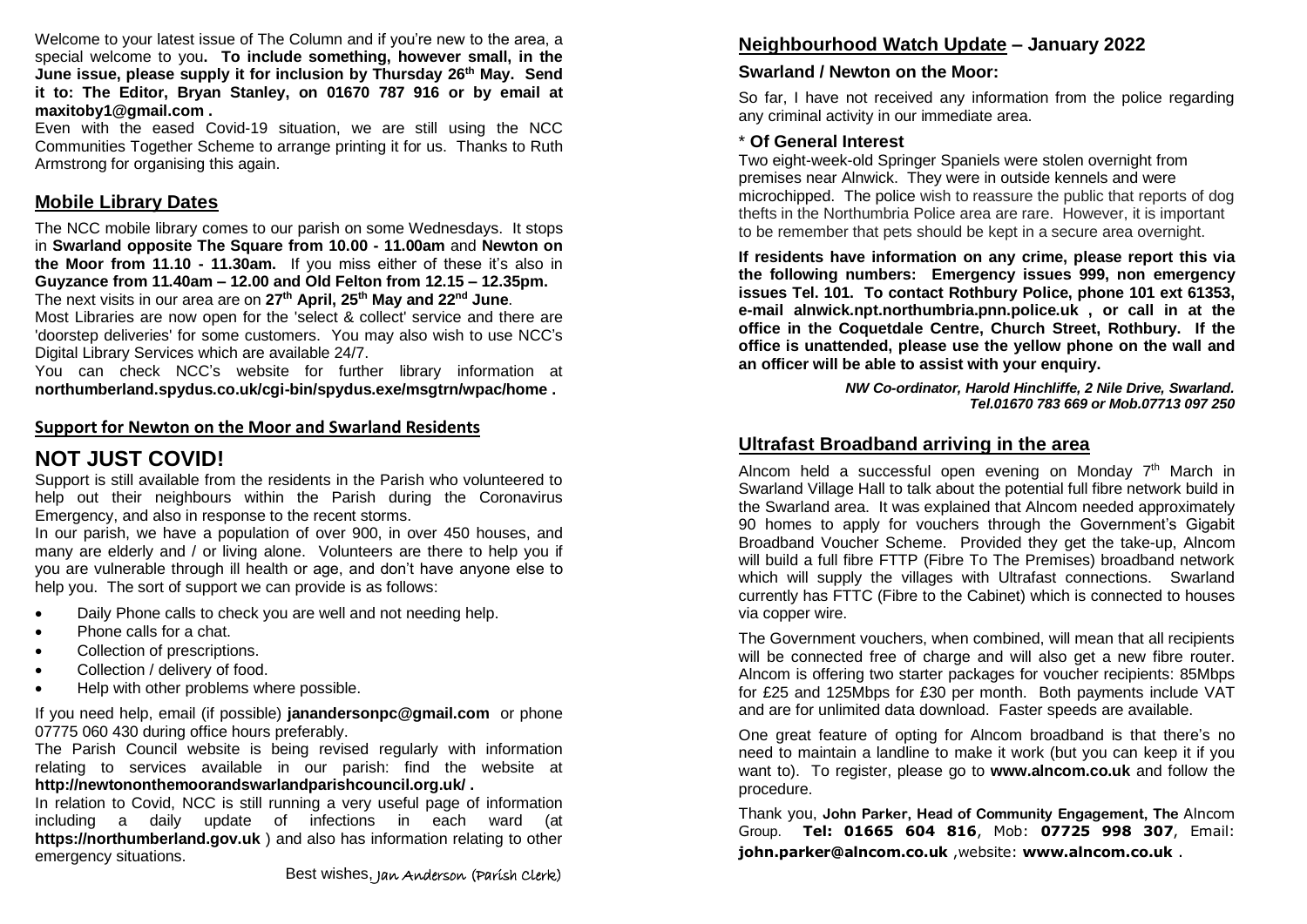Welcome to your latest issue of The Column and if you're new to the area, a special welcome to you**. To include something, however small, in the June issue, please supply it for inclusion by Thursday 26th May. Send it to: The Editor, Bryan Stanley, on 01670 787 916 or by email at maxitoby1@gmail.com .**

Even with the eased Covid-19 situation, we are still using the NCC Communities Together Scheme to arrange printing it for us. Thanks to Ruth Armstrong for organising this again.

## Mobile Library Dates

The NCC mobile library comes to our parish on some Wednesdays. It stops in **Swarland opposite The Square from 10.00 - 11.00am** and **Newton on the Moor from 11.10 - 11.30am.** If you miss either of these it's also in **Guyzance from 11.40am – 12.00 and Old Felton from 12.15 – 12.35pm.** The next visits in our area are on **27th April, 25th May and 22nd June**.

Most Libraries are now open for the 'select & collect' service and there are 'doorstep deliveries' for some customers. You may also wish to use NCC's Digital Library Services which are available 24/7.

You can check NCC's website for further library information at **northumberland.spydus.co.uk/cgi-bin/spydus.exe/msgtrn/wpac/home .**

## Support for Newton on the Moor and Swarland Residents

# NOT JUST COVID!

Support is still available from the residents in the Parish who volunteered to help out their neighbours within the Parish during the Coronavirus Emergency, and also in response to the recent storms.

In our parish, we have a population of over 900, in over 450 houses, and many are elderly and / or living alone. Volunteers are there to help you if you are vulnerable through ill health or age, and don't have anyone else to help you. The sort of support we can provide is as follows:

- Daily Phone calls to check you are well and not needing help.
- Phone calls for a chat.
- Collection of prescriptions.
- Collection / delivery of food.
- Help with other problems where possible.

If you need help, email (if possible) **janandersonpc@gmail.com** or phone 07775 060 430 during office hours preferably.

The Parish Council website is being revised regularly with information relating to services available in our parish: find the website at **http://newtononthemoorandswarlandparishcouncil.org.uk/ .**

In relation to Covid, NCC is still running a very useful page of information including a daily update of infections in each ward (at **https://northumberland.gov.uk** ) and also has information relating to other emergency situations.

Best wishes, *Jan Anderson (Parish Clerk)*

## Neighbourhood Watch Update – January 2022

### Swarland / Newton on the Moor:

So far, I have not received any information from the police regarding any criminal activity in our immediate area.

### * Of General Interest

Two eight-week-old Springer Spaniels were stolen overnight from premises near Alnwick. They were in outside kennels and were microchipped. The police wish to reassure the public that reports of dog thefts in the Northumbria Police area are rare. However, it is important to be remember that pets should be kept in a secure area overnight.

**If residents have information on any crime, please report this via the following numbers: Emergency issues 999, non emergency issues Tel. 101. To contact Rothbury Police, phone 101 ext 61353, e-mail alnwick.npt.northumbria.pnn.police.uk , or call in at the office in the Coquetdale Centre, Church Street, Rothbury. If the office is unattended, please use the yellow phone on the wall and an officer will be able to assist with your enquiry.**

***NW Co-ordinator, Harold Hinchliffe, 2 Nile Drive, Swarland. Tel.01670 783 669 or Mob.07713 097 250***

## Ultrafast Broadband arriving in the area

Alncom held a successful open evening on Monday 7th March in Swarland Village Hall to talk about the potential full fibre network build in the Swarland area. It was explained that Alncom needed approximately 90 homes to apply for vouchers through the Government's Gigabit Broadband Voucher Scheme. Provided they get the take-up, Alncom will build a full fibre FTTP (Fibre To The Premises) broadband network which will supply the villages with Ultrafast connections. Swarland currently has FTTC (Fibre to the Cabinet) which is connected to houses via copper wire.

The Government vouchers, when combined, will mean that all recipients will be connected free of charge and will also get a new fibre router. Alncom is offering two starter packages for voucher recipients: 85Mbps for £25 and 125Mbps for £30 per month. Both payments include VAT and are for unlimited data download. Faster speeds are available.

One great feature of opting for Alncom broadband is that there's no need to maintain a landline to make it work (but you can keep it if you want to). To register, please go to **www.alncom.co.uk** and follow the procedure.

Thank you, **John Parker, Head of Community Engagement, The** Alncom Group. **Tel: 01665 604 816**, Mob: **07725 998 307**, Email: **john.parker@alncom.co.uk** ,website: **www.alncom.co.uk** .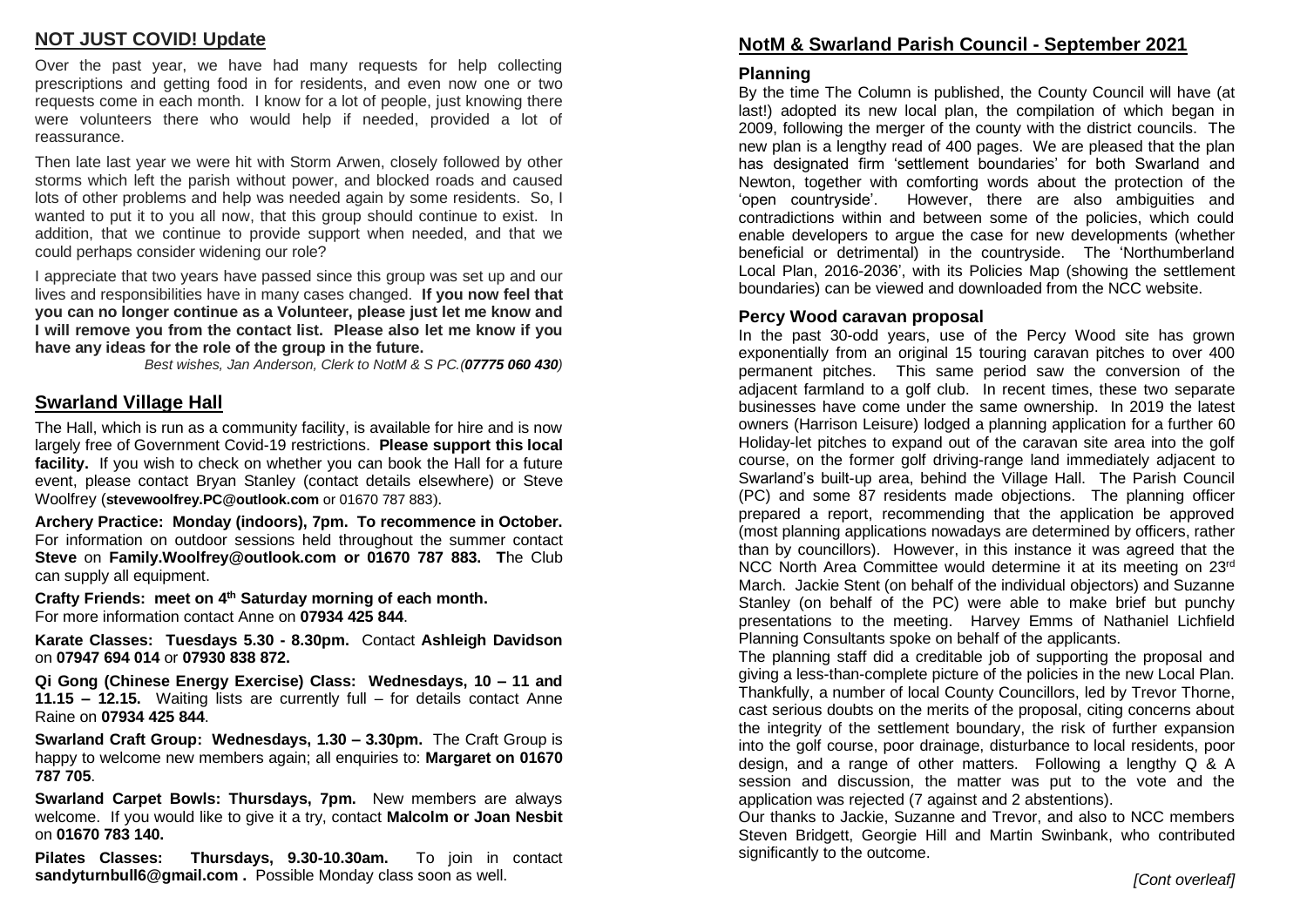## NOT JUST COVID! Update

Over the past year, we have had many requests for help collecting prescriptions and getting food in for residents, and even now one or two requests come in each month. I know for a lot of people, just knowing there were volunteers there who would help if needed, provided a lot of reassurance.

Then late last year we were hit with Storm Arwen, closely followed by other storms which left the parish without power, and blocked roads and caused lots of other problems and help was needed again by some residents. So, I wanted to put it to you all now, that this group should continue to exist. In addition, that we continue to provide support when needed, and that we could perhaps consider widening our role?

I appreciate that two years have passed since this group was set up and our lives and responsibilities have in many cases changed. **If you now feel that you can no longer continue as a Volunteer, please just let me know and I will remove you from the contact list. Please also let me know if you have any ideas for the role of the group in the future.**

*Best wishes, Jan Anderson, Clerk to NotM & S PC.(**07775 060 430**)*

## Swarland Village Hall

The Hall, which is run as a community facility, is available for hire and is now largely free of Government Covid-19 restrictions. **Please support this local facility.** If you wish to check on whether you can book the Hall for a future event, please contact Bryan Stanley (contact details elsewhere) or Steve Woolfrey (**stevewoolfrey.PC@outlook.com** or 01670 787 883).

**Archery Practice: Monday (indoors), 7pm. To recommence in October.** For information on outdoor sessions held throughout the summer contact **Steve** on **Family.Woolfrey@outlook.com or 01670 787 883. T**he Club can supply all equipment.

**Crafty Friends: meet on 4th Saturday morning of each month.** For more information contact Anne on **07934 425 844**.

**Karate Classes: Tuesdays 5.30 - 8.30pm.** Contact **Ashleigh Davidson** on **07947 694 014** or **07930 838 872.**

**Qi Gong (Chinese Energy Exercise) Class: Wednesdays, 10 – 11 and 11.15 – 12.15.** Waiting lists are currently full – for details contact Anne Raine on **07934 425 844**.

**Swarland Craft Group: Wednesdays, 1.30 – 3.30pm.** The Craft Group is happy to welcome new members again; all enquiries to: **Margaret on 01670 787 705**.

**Swarland Carpet Bowls: Thursdays, 7pm.** New members are always welcome. If you would like to give it a try, contact **Malcolm or Joan Nesbit** on **01670 783 140.**

**Pilates Classes: Thursdays, 9.30-10.30am.** To join in contact **sandyturnbull6@gmail.com .** Possible Monday class soon as well.

## NotM & Swarland Parish Council - September 2021

### Planning

By the time The Column is published, the County Council will have (at last!) adopted its new local plan, the compilation of which began in 2009, following the merger of the county with the district councils. The new plan is a lengthy read of 400 pages. We are pleased that the plan has designated firm 'settlement boundaries' for both Swarland and Newton, together with comforting words about the protection of the 'open countryside'. However, there are also ambiguities and contradictions within and between some of the policies, which could enable developers to argue the case for new developments (whether beneficial or detrimental) in the countryside. The 'Northumberland Local Plan, 2016-2036', with its Policies Map (showing the settlement boundaries) can be viewed and downloaded from the NCC website.

### Percy Wood caravan proposal

In the past 30-odd years, use of the Percy Wood site has grown exponentially from an original 15 touring caravan pitches to over 400 permanent pitches. This same period saw the conversion of the adjacent farmland to a golf club. In recent times, these two separate businesses have come under the same ownership. In 2019 the latest owners (Harrison Leisure) lodged a planning application for a further 60 Holiday-let pitches to expand out of the caravan site area into the golf course, on the former golf driving-range land immediately adjacent to Swarland's built-up area, behind the Village Hall. The Parish Council (PC) and some 87 residents made objections. The planning officer prepared a report, recommending that the application be approved (most planning applications nowadays are determined by officers, rather than by councillors). However, in this instance it was agreed that the NCC North Area Committee would determine it at its meeting on 23rd March. Jackie Stent (on behalf of the individual objectors) and Suzanne Stanley (on behalf of the PC) were able to make brief but punchy presentations to the meeting. Harvey Emms of Nathaniel Lichfield Planning Consultants spoke on behalf of the applicants.

The planning staff did a creditable job of supporting the proposal and giving a less-than-complete picture of the policies in the new Local Plan. Thankfully, a number of local County Councillors, led by Trevor Thorne, cast serious doubts on the merits of the proposal, citing concerns about the integrity of the settlement boundary, the risk of further expansion into the golf course, poor drainage, disturbance to local residents, poor design, and a range of other matters. Following a lengthy Q & A session and discussion, the matter was put to the vote and the application was rejected (7 against and 2 abstentions).

Our thanks to Jackie, Suzanne and Trevor, and also to NCC members Steven Bridgett, Georgie Hill and Martin Swinbank, who contributed significantly to the outcome.

*[Cont overleaf]*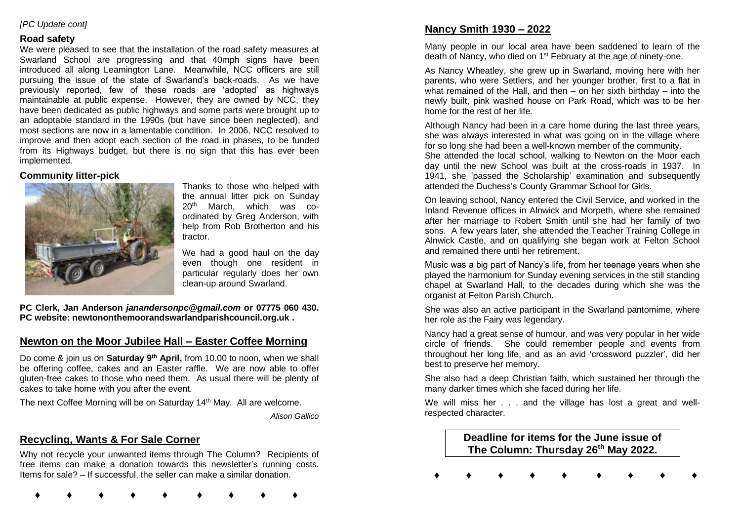*[PC Update cont]*

### Road safety

We were pleased to see that the installation of the road safety measures at Swarland School are progressing and that 40mph signs have been introduced all along Leamington Lane. Meanwhile, NCC officers are still pursuing the issue of the state of Swarland's back-roads. As we have previously reported, few of these roads are 'adopted' as highways maintainable at public expense. However, they are owned by NCC, they have been dedicated as public highways and some parts were brought up to an adoptable standard in the 1990s (but have since been neglected), and most sections are now in a lamentable condition. In 2006, NCC resolved to improve and then adopt each section of the road in phases, to be funded from its Highways budget, but there is no sign that this has ever been implemented.

### Community litter-pick

Thanks to those who helped with the annual litter pick on Sunday 20th March, which was co-ordinated by Greg Anderson, with help from Rob Brotherton and his tractor.

We had a good haul on the day even though one resident in particular regularly does her own clean-up around Swarland.

**PC Clerk, Jan Anderson *janandersonpc@gmail.com* or 07775 060 430.**
**PC website: newtononthemoorandswarlandparishcouncil.org.uk .**

## Newton on the Moor Jubilee Hall – Easter Coffee Morning

Do come & join us on **Saturday 9th April,** from 10.00 to noon, when we shall be offering coffee, cakes and an Easter raffle. We are now able to offer gluten-free cakes to those who need them. As usual there will be plenty of cakes to take home with you after the event.

The next Coffee Morning will be on Saturday 14th May. All are welcome.

*Alison Gallico*

## Recycling, Wants & For Sale Corner

Why not recycle your unwanted items through The Column? Recipients of free items can make a donation towards this newsletter's running costs. Items for sale? – If successful, the seller can make a similar donation.

♦ ♦ ♦ ♦ ♦ ♦ ♦ ♦ ♦

## Nancy Smith 1930 – 2022

Many people in our local area have been saddened to learn of the death of Nancy, who died on 1st February at the age of ninety-one.

As Nancy Wheatley, she grew up in Swarland, moving here with her parents, who were Settlers, and her younger brother, first to a flat in what remained of the Hall, and then – on her sixth birthday – into the newly built, pink washed house on Park Road, which was to be her home for the rest of her life.

Although Nancy had been in a care home during the last three years, she was always interested in what was going on in the village where for so long she had been a well-known member of the community.
She attended the local school, walking to Newton on the Moor each day until the new School was built at the cross-roads in 1937. In 1941, she 'passed the Scholarship' examination and subsequently attended the Duchess's County Grammar School for Girls.

On leaving school, Nancy entered the Civil Service, and worked in the Inland Revenue offices in Alnwick and Morpeth, where she remained after her marriage to Robert Smith until she had her family of two sons. A few years later, she attended the Teacher Training College in Alnwick Castle, and on qualifying she began work at Felton School and remained there until her retirement.

Music was a big part of Nancy's life, from her teenage years when she played the harmonium for Sunday evening services in the still standing chapel at Swarland Hall, to the decades during which she was the organist at Felton Parish Church.

She was also an active participant in the Swarland pantomime, where her role as the Fairy was legendary.

Nancy had a great sense of humour, and was very popular in her wide circle of friends. She could remember people and events from throughout her long life, and as an avid 'crossword puzzler', did her best to preserve her memory.

She also had a deep Christian faith, which sustained her through the many darker times which she faced during her life.

We will miss her . . . and the village has lost a great and well-respected character.

**Deadline for items for the June issue of The Column: Thursday 26th May 2022.**

♦ ♦ ♦ ♦ ♦ ♦ ♦ ♦ ♦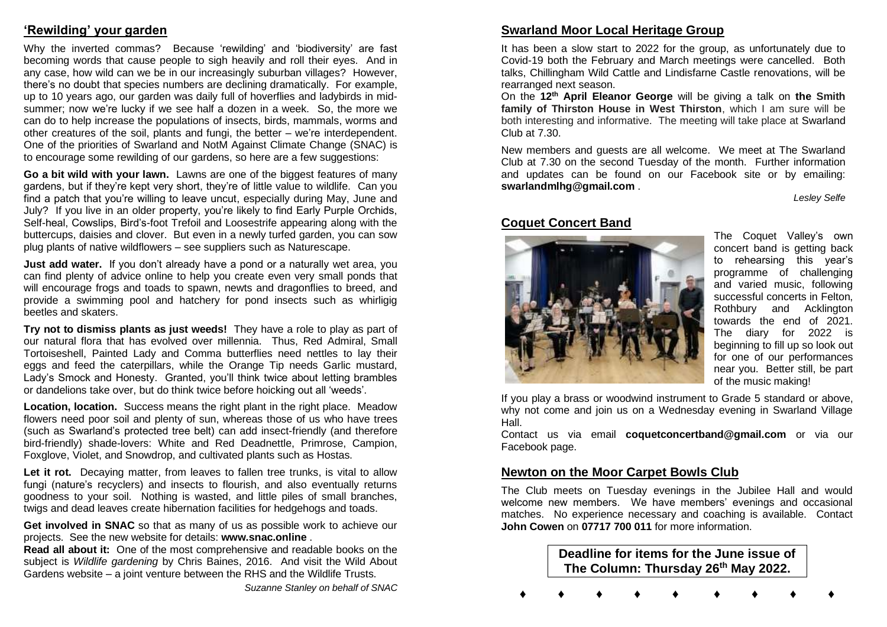## 'Rewilding' your garden

Why the inverted commas? Because 'rewilding' and 'biodiversity' are fast becoming words that cause people to sigh heavily and roll their eyes. And in any case, how wild can we be in our increasingly suburban villages? However, there's no doubt that species numbers are declining dramatically. For example, up to 10 years ago, our garden was daily full of hoverflies and ladybirds in mid-summer; now we're lucky if we see half a dozen in a week. So, the more we can do to help increase the populations of insects, birds, mammals, worms and other creatures of the soil, plants and fungi, the better – we're interdependent. One of the priorities of Swarland and NotM Against Climate Change (SNAC) is to encourage some rewilding of our gardens, so here are a few suggestions:

**Go a bit wild with your lawn.** Lawns are one of the biggest features of many gardens, but if they're kept very short, they're of little value to wildlife. Can you find a patch that you're willing to leave uncut, especially during May, June and July? If you live in an older property, you're likely to find Early Purple Orchids, Self-heal, Cowslips, Bird's-foot Trefoil and Loosestrife appearing along with the buttercups, daisies and clover. But even in a newly turfed garden, you can sow plug plants of native wildflowers – see suppliers such as Naturescape.

**Just add water.** If you don't already have a pond or a naturally wet area, you can find plenty of advice online to help you create even very small ponds that will encourage frogs and toads to spawn, newts and dragonflies to breed, and provide a swimming pool and hatchery for pond insects such as whirligig beetles and skaters.

**Try not to dismiss plants as just weeds!** They have a role to play as part of our natural flora that has evolved over millennia. Thus, Red Admiral, Small Tortoiseshell, Painted Lady and Comma butterflies need nettles to lay their eggs and feed the caterpillars, while the Orange Tip needs Garlic mustard, Lady's Smock and Honesty. Granted, you'll think twice about letting brambles or dandelions take over, but do think twice before hoicking out all 'weeds'.

**Location, location.** Success means the right plant in the right place. Meadow flowers need poor soil and plenty of sun, whereas those of us who have trees (such as Swarland's protected tree belt) can add insect-friendly (and therefore bird-friendly) shade-lovers: White and Red Deadnettle, Primrose, Campion, Foxglove, Violet, and Snowdrop, and cultivated plants such as Hostas.

**Let it rot.** Decaying matter, from leaves to fallen tree trunks, is vital to allow fungi (nature's recyclers) and insects to flourish, and also eventually returns goodness to your soil. Nothing is wasted, and little piles of small branches, twigs and dead leaves create hibernation facilities for hedgehogs and toads.

**Get involved in SNAC** so that as many of us as possible work to achieve our projects. See the new website for details: **www.snac.online** .

**Read all about it:** One of the most comprehensive and readable books on the subject is *Wildlife gardening* by Chris Baines, 2016. And visit the Wild About Gardens website – a joint venture between the RHS and the Wildlife Trusts.

*Suzanne Stanley on behalf of SNAC*

## Swarland Moor Local Heritage Group

It has been a slow start to 2022 for the group, as unfortunately due to Covid-19 both the February and March meetings were cancelled. Both talks, Chillingham Wild Cattle and Lindisfarne Castle renovations, will be rearranged next season.

On the **12th April Eleanor George** will be giving a talk on **the Smith family of Thirston House in West Thirston**, which I am sure will be both interesting and informative. The meeting will take place at Swarland Club at 7.30.

New members and guests are all welcome. We meet at The Swarland Club at 7.30 on the second Tuesday of the month. Further information and updates can be found on our Facebook site or by emailing: **swarlandmlhg@gmail.com** .

*Lesley Selfe*

## Coquet Concert Band

The Coquet Valley's own concert band is getting back to rehearsing this year's programme of challenging and varied music, following successful concerts in Felton, Rothbury and Acklington towards the end of 2021. The diary for 2022 is beginning to fill up so look out for one of our performances near you. Better still, be part of the music making!

If you play a brass or woodwind instrument to Grade 5 standard or above, why not come and join us on a Wednesday evening in Swarland Village Hall.

Contact us via email **coquetconcertband@gmail.com** or via our Facebook page.

## Newton on the Moor Carpet Bowls Club

The Club meets on Tuesday evenings in the Jubilee Hall and would welcome new members. We have members' evenings and occasional matches. No experience necessary and coaching is available. Contact **John Cowen** on **07717 700 011** for more information.

**Deadline for items for the June issue of The Column: Thursday 26th May 2022.**

♦ ♦ ♦ ♦ ♦ ♦ ♦ ♦ ♦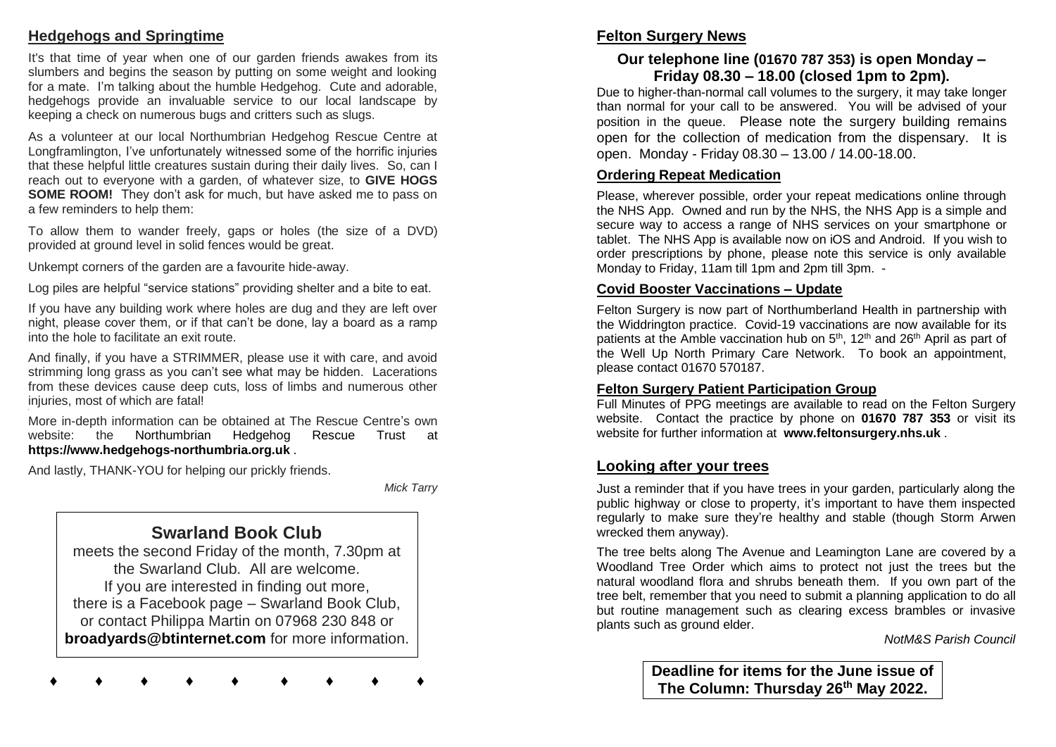## Hedgehogs and Springtime

It's that time of year when one of our garden friends awakes from its slumbers and begins the season by putting on some weight and looking for a mate. I'm talking about the humble Hedgehog. Cute and adorable, hedgehogs provide an invaluable service to our local landscape by keeping a check on numerous bugs and critters such as slugs.

As a volunteer at our local Northumbrian Hedgehog Rescue Centre at Longframlington, I've unfortunately witnessed some of the horrific injuries that these helpful little creatures sustain during their daily lives. So, can I reach out to everyone with a garden, of whatever size, to **GIVE HOGS SOME ROOM!** They don't ask for much, but have asked me to pass on a few reminders to help them:

To allow them to wander freely, gaps or holes (the size of a DVD) provided at ground level in solid fences would be great.

Unkempt corners of the garden are a favourite hide-away.

Log piles are helpful "service stations" providing shelter and a bite to eat.

If you have any building work where holes are dug and they are left over night, please cover them, or if that can't be done, lay a board as a ramp into the hole to facilitate an exit route.

And finally, if you have a STRIMMER, please use it with care, and avoid strimming long grass as you can't see what may be hidden. Lacerations from these devices cause deep cuts, loss of limbs and numerous other injuries, most of which are fatal!

More in-depth information can be obtained at The Rescue Centre's own website: the Northumbrian Hedgehog Rescue Trust at **https://www.hedgehogs-northumbria.org.uk** .

And lastly, THANK-YOU for helping our prickly friends.

*Mick Tarry*

## Swarland Book Club

meets the second Friday of the month, 7.30pm at the Swarland Club. All are welcome.
If you are interested in finding out more, there is a Facebook page – Swarland Book Club, or contact Philippa Martin on 07968 230 848 or **broadyards@btinternet.com** for more information.

♦ ♦ ♦ ♦ ♦ ♦ ♦ ♦ ♦

## Felton Surgery News

### Our telephone line (01670 787 353) is open Monday – Friday 08.30 – 18.00 (closed 1pm to 2pm).

Due to higher-than-normal call volumes to the surgery, it may take longer than normal for your call to be answered. You will be advised of your position in the queue. Please note the surgery building remains open for the collection of medication from the dispensary. It is open. Monday - Friday 08.30 – 13.00 / 14.00-18.00.

### Ordering Repeat Medication

Please, wherever possible, order your repeat medications online through the NHS App. Owned and run by the NHS, the NHS App is a simple and secure way to access a range of NHS services on your smartphone or tablet. The NHS App is available now on iOS and Android. If you wish to order prescriptions by phone, please note this service is only available Monday to Friday, 11am till 1pm and 2pm till 3pm. -

### Covid Booster Vaccinations – Update

Felton Surgery is now part of Northumberland Health in partnership with the Widdrington practice. Covid-19 vaccinations are now available for its patients at the Amble vaccination hub on 5th, 12th and 26th April as part of the Well Up North Primary Care Network. To book an appointment, please contact 01670 570187.

### Felton Surgery Patient Participation Group

Full Minutes of PPG meetings are available to read on the Felton Surgery website. Contact the practice by phone on **01670 787 353** or visit its website for further information at **www.feltonsurgery.nhs.uk** .

## Looking after your trees

Just a reminder that if you have trees in your garden, particularly along the public highway or close to property, it's important to have them inspected regularly to make sure they're healthy and stable (though Storm Arwen wrecked them anyway).

The tree belts along The Avenue and Leamington Lane are covered by a Woodland Tree Order which aims to protect not just the trees but the natural woodland flora and shrubs beneath them. If you own part of the tree belt, remember that you need to submit a planning application to do all but routine management such as clearing excess brambles or invasive plants such as ground elder.

*NotM&S Parish Council*

**Deadline for items for the June issue of The Column: Thursday 26th May 2022.**